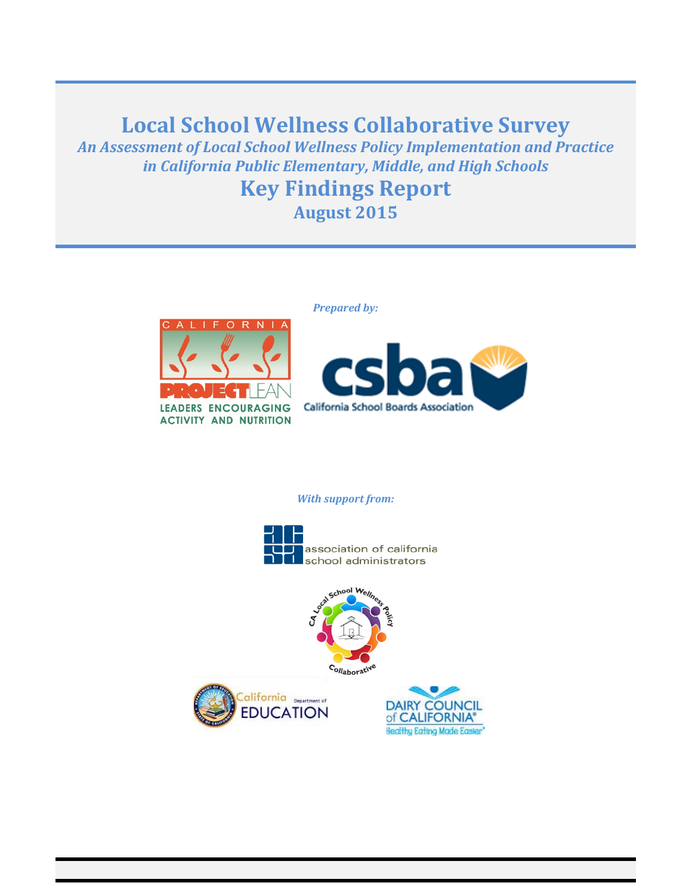# Local School Wellness Collaborative Survey

*An Assessment of Local School Wellness Policy Implementation and Practice in California Public Elementary, Middle, and High Schools*

## Key Findings Report

### August 2015

*Prepared by:*

CALIFORNIA PROJECT LEAN
LEADERS ENCOURAGING ACTIVITY AND NUTRITION

csba
California School Boards Association

*With support from:*

association of california school administrators

CA Local School Wellness Policy Collaborative

California Department of Education

DAIRY COUNCIL of CALIFORNIA®
Healthy Eating Made Easier®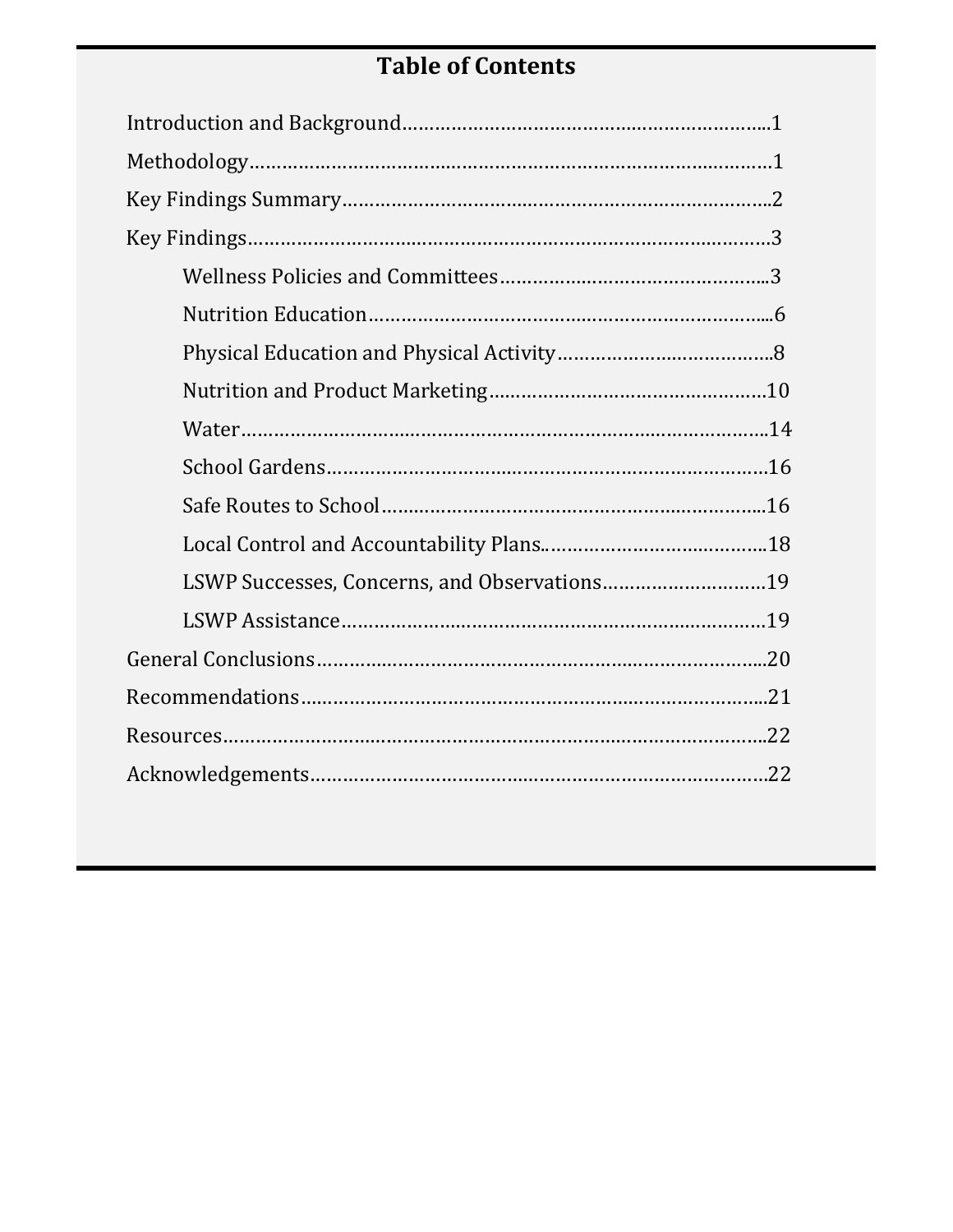# Table of Contents

Introduction and Background....................................................................1

Methodology......................................................................................................1

Key Findings Summary......................................................................................2

Key Findings.......................................................................................................3

- Wellness Policies and Committees.................................................3
- Nutrition Education.............................................................................6
- Physical Education and Physical Activity......................................8
- Nutrition and Product Marketing....................................................10
- Water..........................................................................................................14
- School Gardens.......................................................................................16
- Safe Routes to School...........................................................................16
- Local Control and Accountability Plans...........................................18
- LSWP Successes, Concerns, and Observations..............................19
- LSWP Assistance......................................................................................19

General Conclusions.........................................................................................20

Recommendations.............................................................................................21

Resources.............................................................................................................22

Acknowledgements...........................................................................................22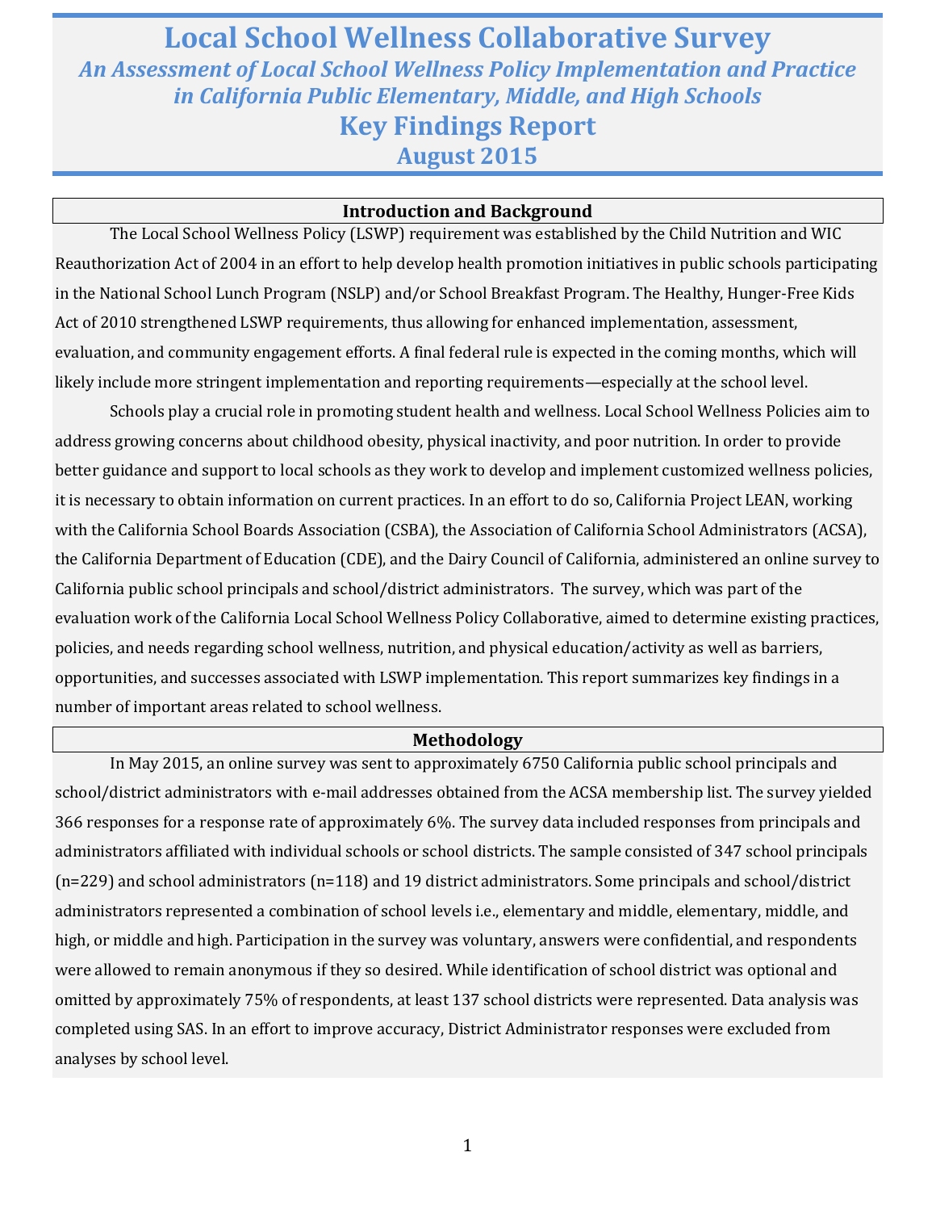# Local School Wellness Collaborative Survey

### *An Assessment of Local School Wellness Policy Implementation and Practice in California Public Elementary, Middle, and High Schools*

## Key Findings Report

### August 2015

## Introduction and Background

The Local School Wellness Policy (LSWP) requirement was established by the Child Nutrition and WIC Reauthorization Act of 2004 in an effort to help develop health promotion initiatives in public schools participating in the National School Lunch Program (NSLP) and/or School Breakfast Program. The Healthy, Hunger-Free Kids Act of 2010 strengthened LSWP requirements, thus allowing for enhanced implementation, assessment, evaluation, and community engagement efforts. A final federal rule is expected in the coming months, which will likely include more stringent implementation and reporting requirements—especially at the school level.

Schools play a crucial role in promoting student health and wellness. Local School Wellness Policies aim to address growing concerns about childhood obesity, physical inactivity, and poor nutrition. In order to provide better guidance and support to local schools as they work to develop and implement customized wellness policies, it is necessary to obtain information on current practices. In an effort to do so, California Project LEAN, working with the California School Boards Association (CSBA), the Association of California School Administrators (ACSA), the California Department of Education (CDE), and the Dairy Council of California, administered an online survey to California public school principals and school/district administrators. The survey, which was part of the evaluation work of the California Local School Wellness Policy Collaborative, aimed to determine existing practices, policies, and needs regarding school wellness, nutrition, and physical education/activity as well as barriers, opportunities, and successes associated with LSWP implementation. This report summarizes key findings in a number of important areas related to school wellness.

## Methodology

In May 2015, an online survey was sent to approximately 6750 California public school principals and school/district administrators with e-mail addresses obtained from the ACSA membership list. The survey yielded 366 responses for a response rate of approximately 6%. The survey data included responses from principals and administrators affiliated with individual schools or school districts. The sample consisted of 347 school principals (n=229) and school administrators (n=118) and 19 district administrators. Some principals and school/district administrators represented a combination of school levels i.e., elementary and middle, elementary, middle, and high, or middle and high. Participation in the survey was voluntary, answers were confidential, and respondents were allowed to remain anonymous if they so desired. While identification of school district was optional and omitted by approximately 75% of respondents, at least 137 school districts were represented. Data analysis was completed using SAS. In an effort to improve accuracy, District Administrator responses were excluded from analyses by school level.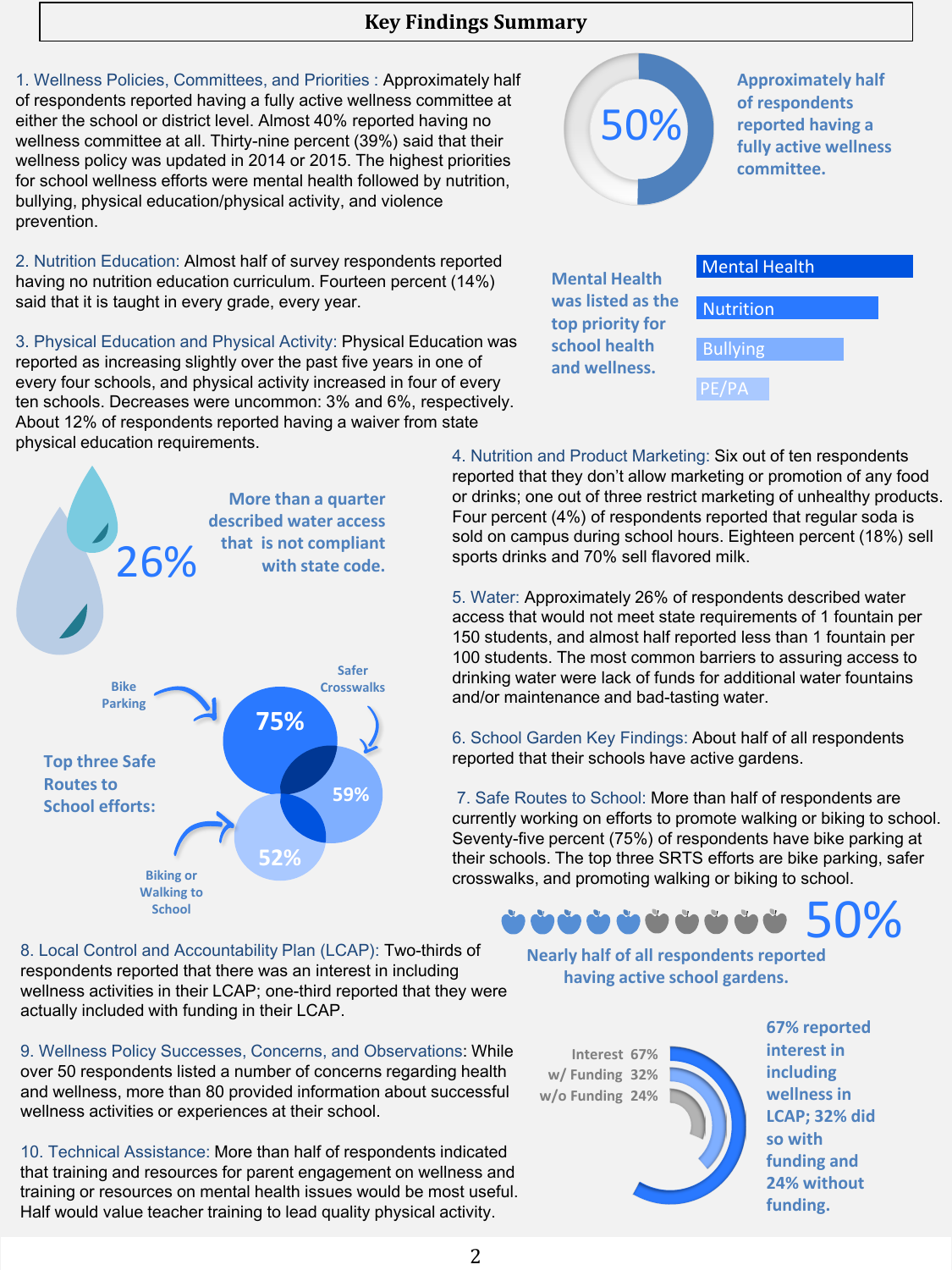# Key Findings Summary

1. Wellness Policies, Committees, and Priorities : Approximately half of respondents reported having a fully active wellness committee at either the school or district level. Almost 40% reported having no wellness committee at all. Thirty-nine percent (39%) said that their wellness policy was updated in 2014 or 2015. The highest priorities for school wellness efforts were mental health followed by nutrition, bullying, physical education/physical activity, and violence prevention.

50%

Approximately half of respondents reported having a fully active wellness committee.

2. Nutrition Education: Almost half of survey respondents reported having no nutrition education curriculum. Fourteen percent (14%) said that it is taught in every grade, every year.

Mental Health was listed as the top priority for school health and wellness.

- Mental Health
- Nutrition
- Bullying
- PE/PA

3. Physical Education and Physical Activity: Physical Education was reported as increasing slightly over the past five years in one of every four schools, and physical activity increased in four of every ten schools. Decreases were uncommon: 3% and 6%, respectively. About 12% of respondents reported having a waiver from state physical education requirements.

26%

More than a quarter described water access that is not compliant with state code.

4. Nutrition and Product Marketing: Six out of ten respondents reported that they don't allow marketing or promotion of any food or drinks; one out of three restrict marketing of unhealthy products. Four percent (4%) of respondents reported that regular soda is sold on campus during school hours. Eighteen percent (18%) sell sports drinks and 70% sell flavored milk.

5. Water: Approximately 26% of respondents described water access that would not meet state requirements of 1 fountain per 150 students, and almost half reported less than 1 fountain per 100 students. The most common barriers to assuring access to drinking water were lack of funds for additional water fountains and/or maintenance and bad-tasting water.

6. School Garden Key Findings: About half of all respondents reported that their schools have active gardens.

Top three Safe Routes to School efforts:

- Bike Parking: 75%
- Safer Crosswalks: 59%
- Biking or Walking to School: 52%

7. Safe Routes to School: More than half of respondents are currently working on efforts to promote walking or biking to school. Seventy-five percent (75%) of respondents have bike parking at their schools. The top three SRTS efforts are bike parking, safer crosswalks, and promoting walking or biking to school.

50%

Nearly half of all respondents reported having active school gardens.

8. Local Control and Accountability Plan (LCAP): Two-thirds of respondents reported that there was an interest in including wellness activities in their LCAP; one-third reported that they were actually included with funding in their LCAP.

| | |
|---|---|
| Interest | 67% |
| w/ Funding | 32% |
| w/o Funding | 24% |

67% reported interest in including wellness in LCAP; 32% did so with funding and 24% without funding.

9. Wellness Policy Successes, Concerns, and Observations: While over 50 respondents listed a number of concerns regarding health and wellness, more than 80 provided information about successful wellness activities or experiences at their school.

10. Technical Assistance: More than half of respondents indicated that training and resources for parent engagement on wellness and training or resources on mental health issues would be most useful. Half would value teacher training to lead quality physical activity.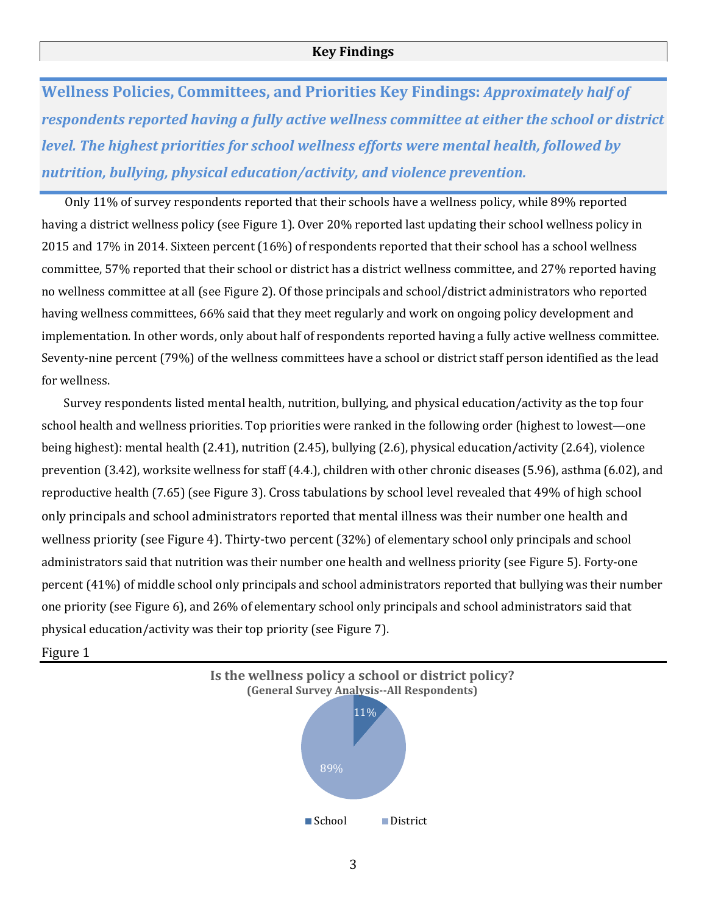## Key Findings

**Wellness Policies, Committees, and Priorities Key Findings:** ***Approximately half of respondents reported having a fully active wellness committee at either the school or district level. The highest priorities for school wellness efforts were mental health, followed by nutrition, bullying, physical education/activity, and violence prevention.***

Only 11% of survey respondents reported that their schools have a wellness policy, while 89% reported having a district wellness policy (see Figure 1). Over 20% reported last updating their school wellness policy in 2015 and 17% in 2014. Sixteen percent (16%) of respondents reported that their school has a school wellness committee, 57% reported that their school or district has a district wellness committee, and 27% reported having no wellness committee at all (see Figure 2). Of those principals and school/district administrators who reported having wellness committees, 66% said that they meet regularly and work on ongoing policy development and implementation. In other words, only about half of respondents reported having a fully active wellness committee. Seventy-nine percent (79%) of the wellness committees have a school or district staff person identified as the lead for wellness.

Survey respondents listed mental health, nutrition, bullying, and physical education/activity as the top four school health and wellness priorities. Top priorities were ranked in the following order (highest to lowest—one being highest): mental health (2.41), nutrition (2.45), bullying (2.6), physical education/activity (2.64), violence prevention (3.42), worksite wellness for staff (4.4.), children with other chronic diseases (5.96), asthma (6.02), and reproductive health (7.65) (see Figure 3). Cross tabulations by school level revealed that 49% of high school only principals and school administrators reported that mental illness was their number one health and wellness priority (see Figure 4). Thirty-two percent (32%) of elementary school only principals and school administrators said that nutrition was their number one health and wellness priority (see Figure 5). Forty-one percent (41%) of middle school only principals and school administrators reported that bullying was their number one priority (see Figure 6), and 26% of elementary school only principals and school administrators said that physical education/activity was their top priority (see Figure 7).

Figure 1

**Is the wellness policy a school or district policy?**
**(General Survey Analysis--All Respondents)**

| Policy | Percent |
|---|---|
| School | 11% |
| District | 89% |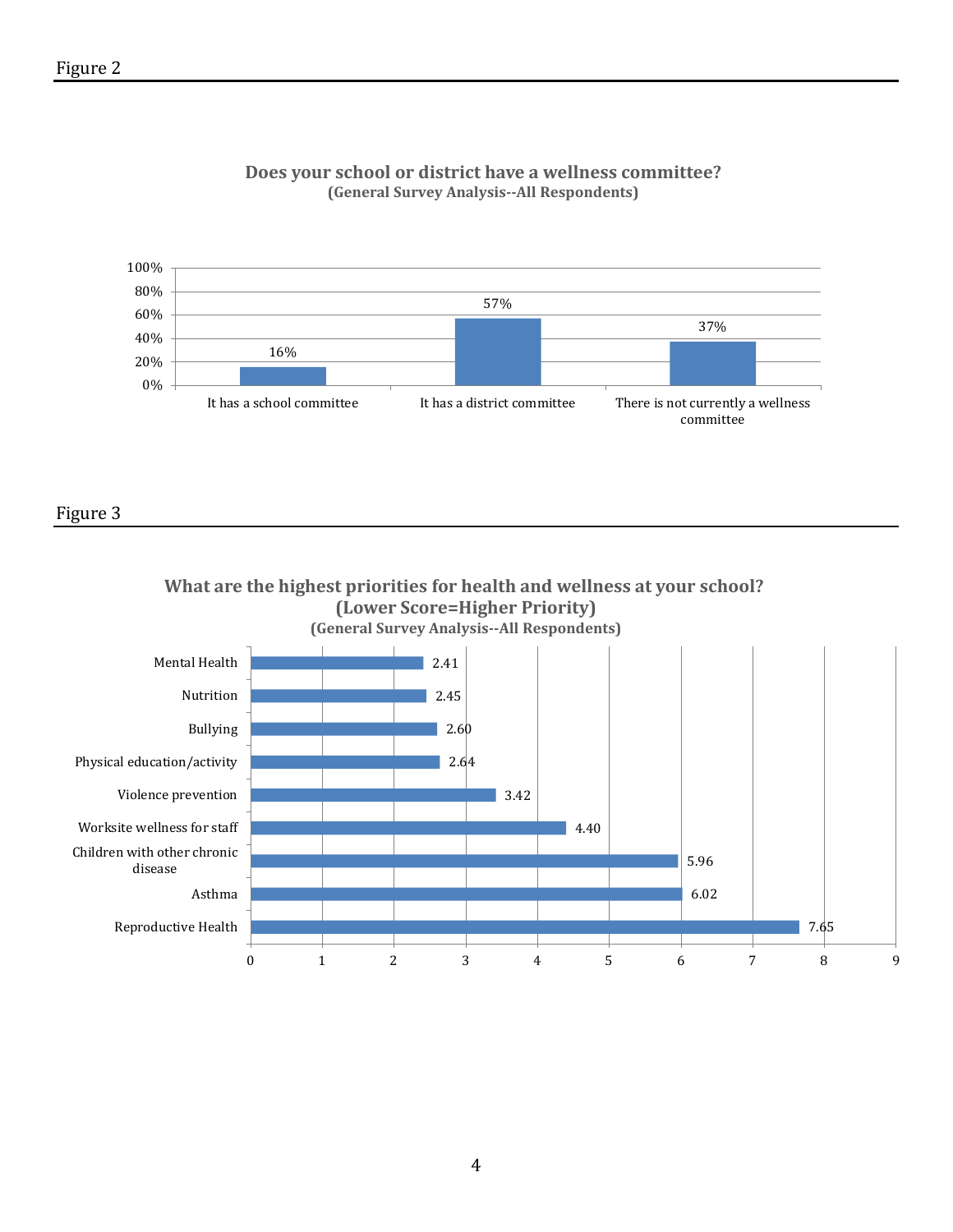Figure 2

**Does your school or district have a wellness committee?**
**(General Survey Analysis--All Respondents)**

| Response | Percent |
|---|---|
| It has a school committee | 16% |
| It has a district committee | 57% |
| There is not currently a wellness committee | 37% |

Figure 3

**What are the highest priorities for health and wellness at your school? (Lower Score=Higher Priority)**
**(General Survey Analysis--All Respondents)**

| Priority | Score |
|---|---|
| Mental Health | 2.41 |
| Nutrition | 2.45 |
| Bullying | 2.60 |
| Physical education/activity | 2.64 |
| Violence prevention | 3.42 |
| Worksite wellness for staff | 4.40 |
| Children with other chronic disease | 5.96 |
| Asthma | 6.02 |
| Reproductive Health | 7.65 |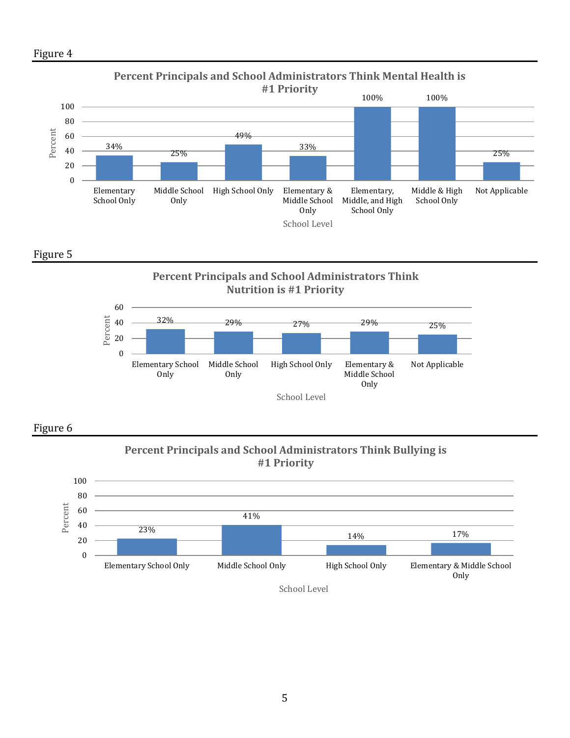Figure 4

**Percent Principals and School Administrators Think Mental Health is #1 Priority**

| School Level | Percent |
|---|---|
| Elementary School Only | 34% |
| Middle School Only | 25% |
| High School Only | 49% |
| Elementary & Middle School Only | 33% |
| Elementary, Middle, and High School Only | 100% |
| Middle & High School Only | 100% |
| Not Applicable | 25% |

Figure 5

**Percent Principals and School Administrators Think Nutrition is #1 Priority**

| School Level | Percent |
|---|---|
| Elementary School Only | 32% |
| Middle School Only | 29% |
| High School Only | 27% |
| Elementary & Middle School Only | 29% |
| Not Applicable | 25% |

Figure 6

**Percent Principals and School Administrators Think Bullying is #1 Priority**

| School Level | Percent |
|---|---|
| Elementary School Only | 23% |
| Middle School Only | 41% |
| High School Only | 14% |
| Elementary & Middle School Only | 17% |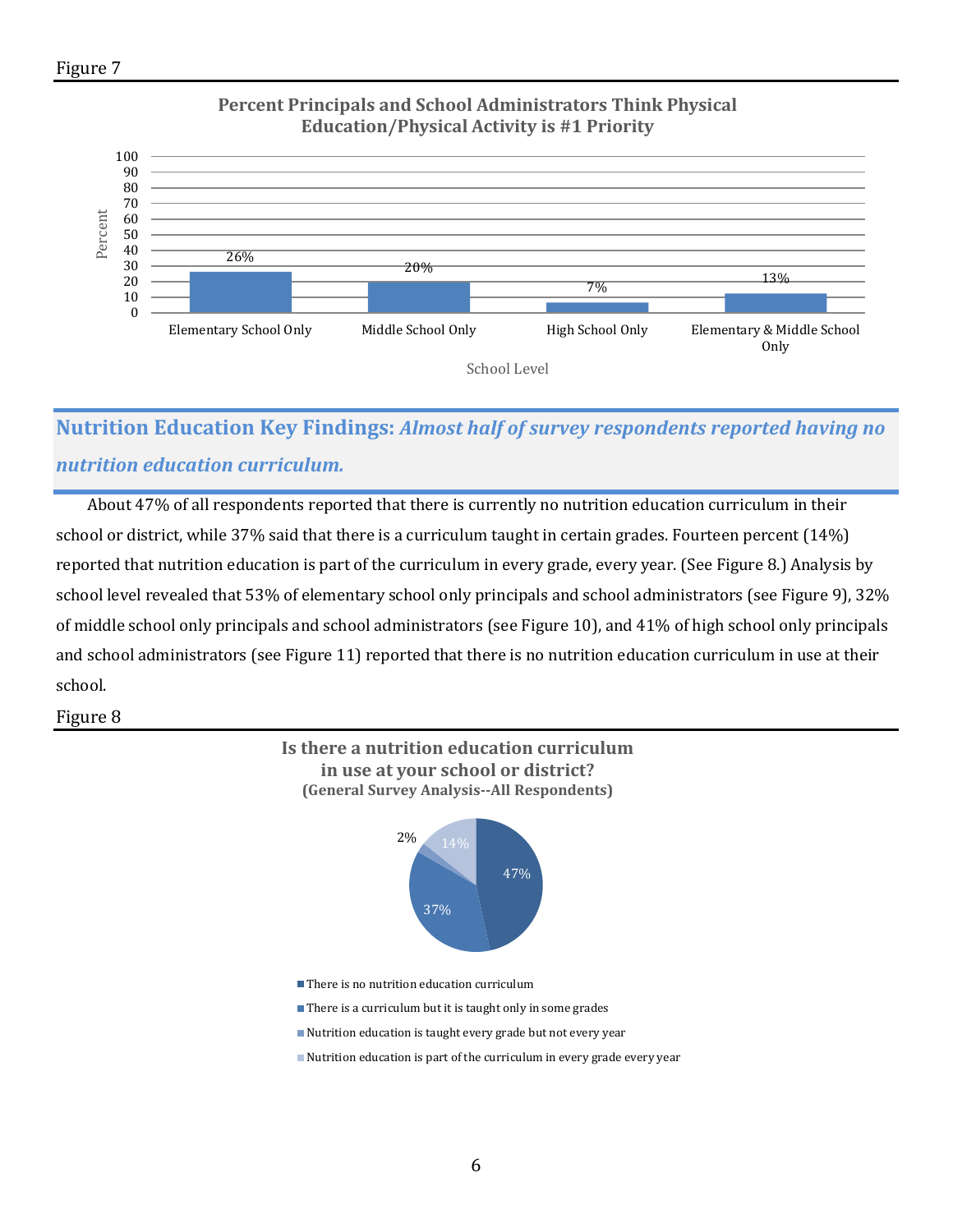Figure 7

**Percent Principals and School Administrators Think Physical Education/Physical Activity is #1 Priority**

| School Level | Percent |
| --- | --- |
| Elementary School Only | 26% |
| Middle School Only | 20% |
| High School Only | 7% |
| Elementary & Middle School Only | 13% |

## Nutrition Education Key Findings: *Almost half of survey respondents reported having no nutrition education curriculum.*

About 47% of all respondents reported that there is currently no nutrition education curriculum in their school or district, while 37% said that there is a curriculum taught in certain grades. Fourteen percent (14%) reported that nutrition education is part of the curriculum in every grade, every year. (See Figure 8.) Analysis by school level revealed that 53% of elementary school only principals and school administrators (see Figure 9), 32% of middle school only principals and school administrators (see Figure 10), and 41% of high school only principals and school administrators (see Figure 11) reported that there is no nutrition education curriculum in use at their school.

Figure 8

**Is there a nutrition education curriculum in use at your school or district? (General Survey Analysis--All Respondents)**

| Response | Percent |
| --- | --- |
| There is no nutrition education curriculum | 47% |
| There is a curriculum but it is taught only in some grades | 37% |
| Nutrition education is taught every grade but not every year | 2% |
| Nutrition education is part of the curriculum in every grade every year | 14% |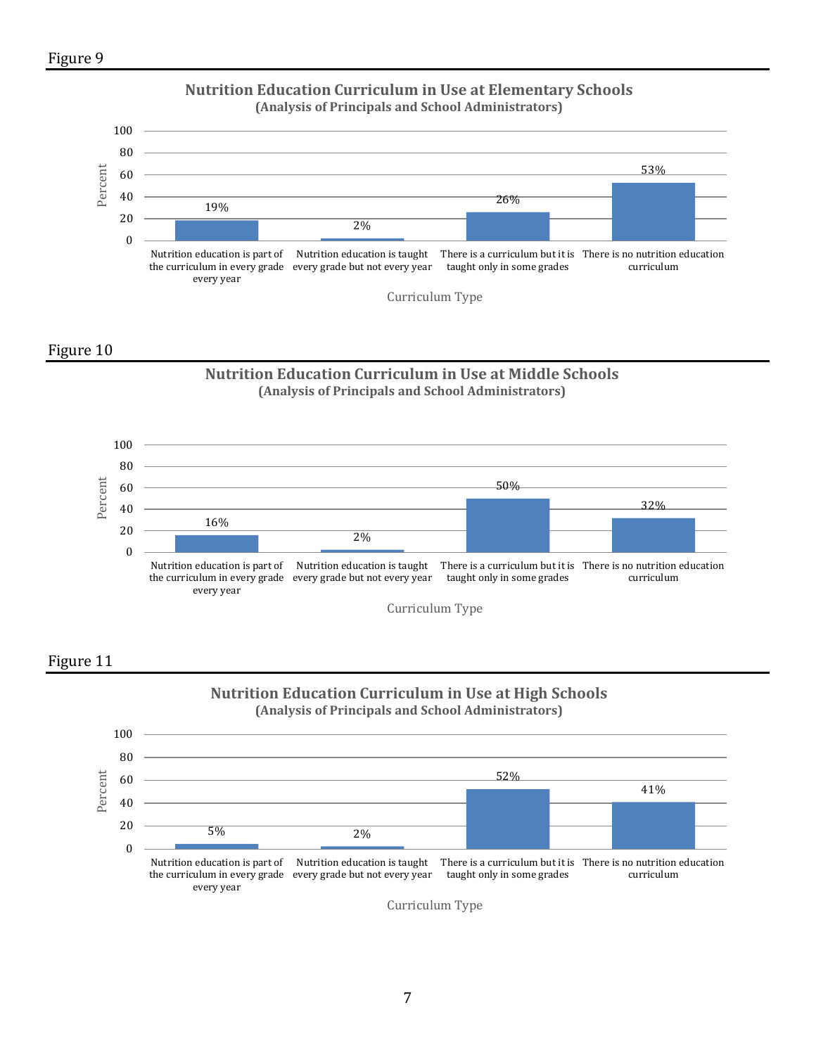Figure 9

**Nutrition Education Curriculum in Use at Elementary Schools**
**(Analysis of Principals and School Administrators)**

| Curriculum Type | Percent |
|---|---|
| Nutrition education is part of the curriculum in every grade every year | 19% |
| Nutrition education is taught every grade but not every year | 2% |
| There is a curriculum but it is taught only in some grades | 26% |
| There is no nutrition education curriculum | 53% |

Figure 10

**Nutrition Education Curriculum in Use at Middle Schools**
**(Analysis of Principals and School Administrators)**

| Curriculum Type | Percent |
|---|---|
| Nutrition education is part of the curriculum in every grade every year | 16% |
| Nutrition education is taught every grade but not every year | 2% |
| There is a curriculum but it is taught only in some grades | 50% |
| There is no nutrition education curriculum | 32% |

Figure 11

**Nutrition Education Curriculum in Use at High Schools**
**(Analysis of Principals and School Administrators)**

| Curriculum Type | Percent |
|---|---|
| Nutrition education is part of the curriculum in every grade every year | 5% |
| Nutrition education is taught every grade but not every year | 2% |
| There is a curriculum but it is taught only in some grades | 52% |
| There is no nutrition education curriculum | 41% |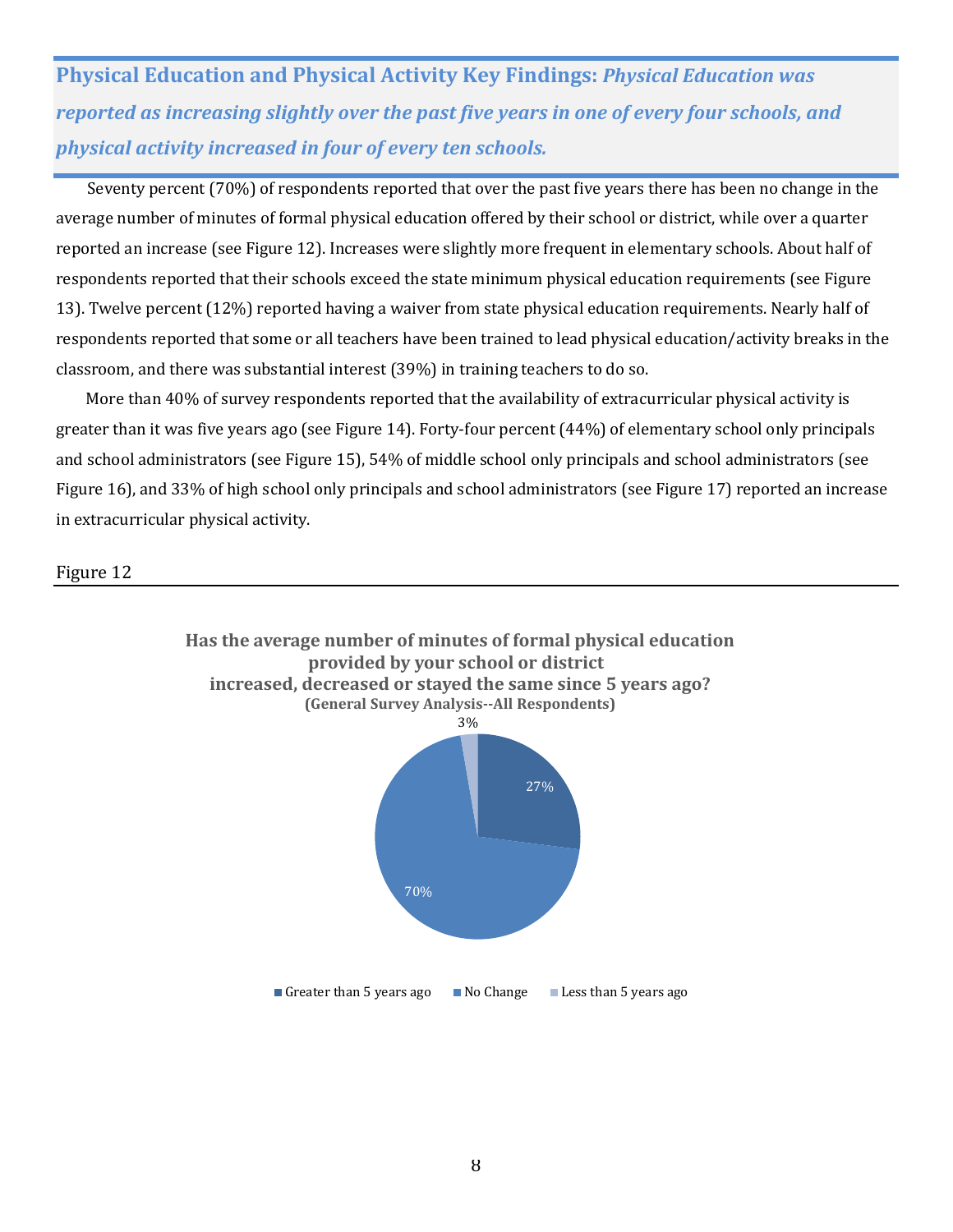**Physical Education and Physical Activity Key Findings:** ***Physical Education was reported as increasing slightly over the past five years in one of every four schools, and physical activity increased in four of every ten schools.***

Seventy percent (70%) of respondents reported that over the past five years there has been no change in the average number of minutes of formal physical education offered by their school or district, while over a quarter reported an increase (see Figure 12). Increases were slightly more frequent in elementary schools. About half of respondents reported that their schools exceed the state minimum physical education requirements (see Figure 13). Twelve percent (12%) reported having a waiver from state physical education requirements. Nearly half of respondents reported that some or all teachers have been trained to lead physical education/activity breaks in the classroom, and there was substantial interest (39%) in training teachers to do so.

More than 40% of survey respondents reported that the availability of extracurricular physical activity is greater than it was five years ago (see Figure 14). Forty-four percent (44%) of elementary school only principals and school administrators (see Figure 15), 54% of middle school only principals and school administrators (see Figure 16), and 33% of high school only principals and school administrators (see Figure 17) reported an increase in extracurricular physical activity.

Figure 12

**Has the average number of minutes of formal physical education provided by your school or district increased, decreased or stayed the same since 5 years ago?**
**(General Survey Analysis--All Respondents)**

| Response | Percent |
| --- | --- |
| Greater than 5 years ago | 27% |
| No Change | 70% |
| Less than 5 years ago | 3% |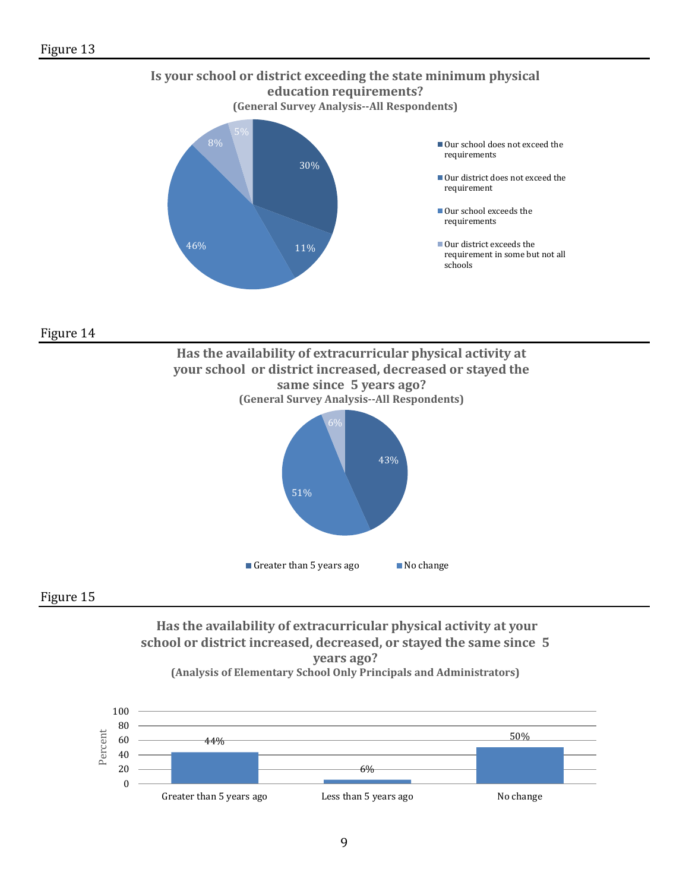Figure 13

**Is your school or district exceeding the state minimum physical education requirements?**
**(General Survey Analysis--All Respondents)**

| Response | Percent |
|---|---|
| Our school does not exceed the requirements | 30% |
| Our district does not exceed the requirement | 11% |
| Our school exceeds the requirements | 46% |
| Our district exceeds the requirement in some but not all schools | 8% |
| (unlabeled) | 5% |

Figure 14

**Has the availability of extracurricular physical activity at your school or district increased, decreased or stayed the same since 5 years ago?**
**(General Survey Analysis--All Respondents)**

| Response | Percent |
|---|---|
| Greater than 5 years ago | 43% |
| No change | 51% |
| (unlabeled) | 6% |

Figure 15

**Has the availability of extracurricular physical activity at your school or district increased, decreased, or stayed the same since 5 years ago?**
**(Analysis of Elementary School Only Principals and Administrators)**

| Response | Percent |
|---|---|
| Greater than 5 years ago | 44% |
| Less than 5 years ago | 6% |
| No change | 50% |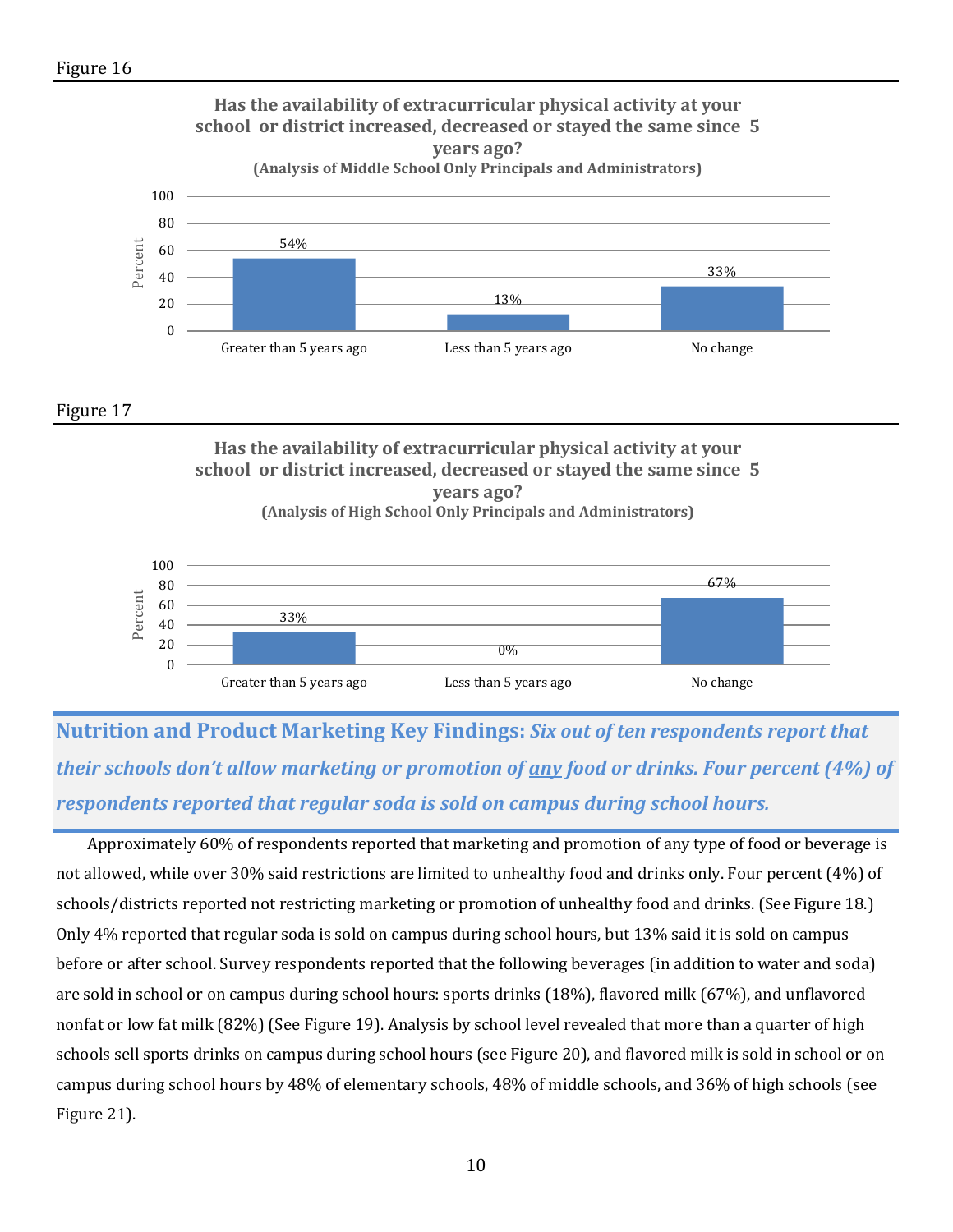Figure 16

**Has the availability of extracurricular physical activity at your school or district increased, decreased or stayed the same since 5 years ago?**
**(Analysis of Middle School Only Principals and Administrators)**

| Response | Percent |
| --- | --- |
| Greater than 5 years ago | 54% |
| Less than 5 years ago | 13% |
| No change | 33% |

Figure 17

**Has the availability of extracurricular physical activity at your school or district increased, decreased or stayed the same since 5 years ago?**
**(Analysis of High School Only Principals and Administrators)**

| Response | Percent |
| --- | --- |
| Greater than 5 years ago | 33% |
| Less than 5 years ago | 0% |
| No change | 67% |

## Nutrition and Product Marketing Key Findings: *Six out of ten respondents report that their schools don't allow marketing or promotion of any food or drinks. Four percent (4%) of respondents reported that regular soda is sold on campus during school hours.*

Approximately 60% of respondents reported that marketing and promotion of any type of food or beverage is not allowed, while over 30% said restrictions are limited to unhealthy food and drinks only. Four percent (4%) of schools/districts reported not restricting marketing or promotion of unhealthy food and drinks. (See Figure 18.) Only 4% reported that regular soda is sold on campus during school hours, but 13% said it is sold on campus before or after school. Survey respondents reported that the following beverages (in addition to water and soda) are sold in school or on campus during school hours: sports drinks (18%), flavored milk (67%), and unflavored nonfat or low fat milk (82%) (See Figure 19). Analysis by school level revealed that more than a quarter of high schools sell sports drinks on campus during school hours (see Figure 20), and flavored milk is sold in school or on campus during school hours by 48% of elementary schools, 48% of middle schools, and 36% of high schools (see Figure 21).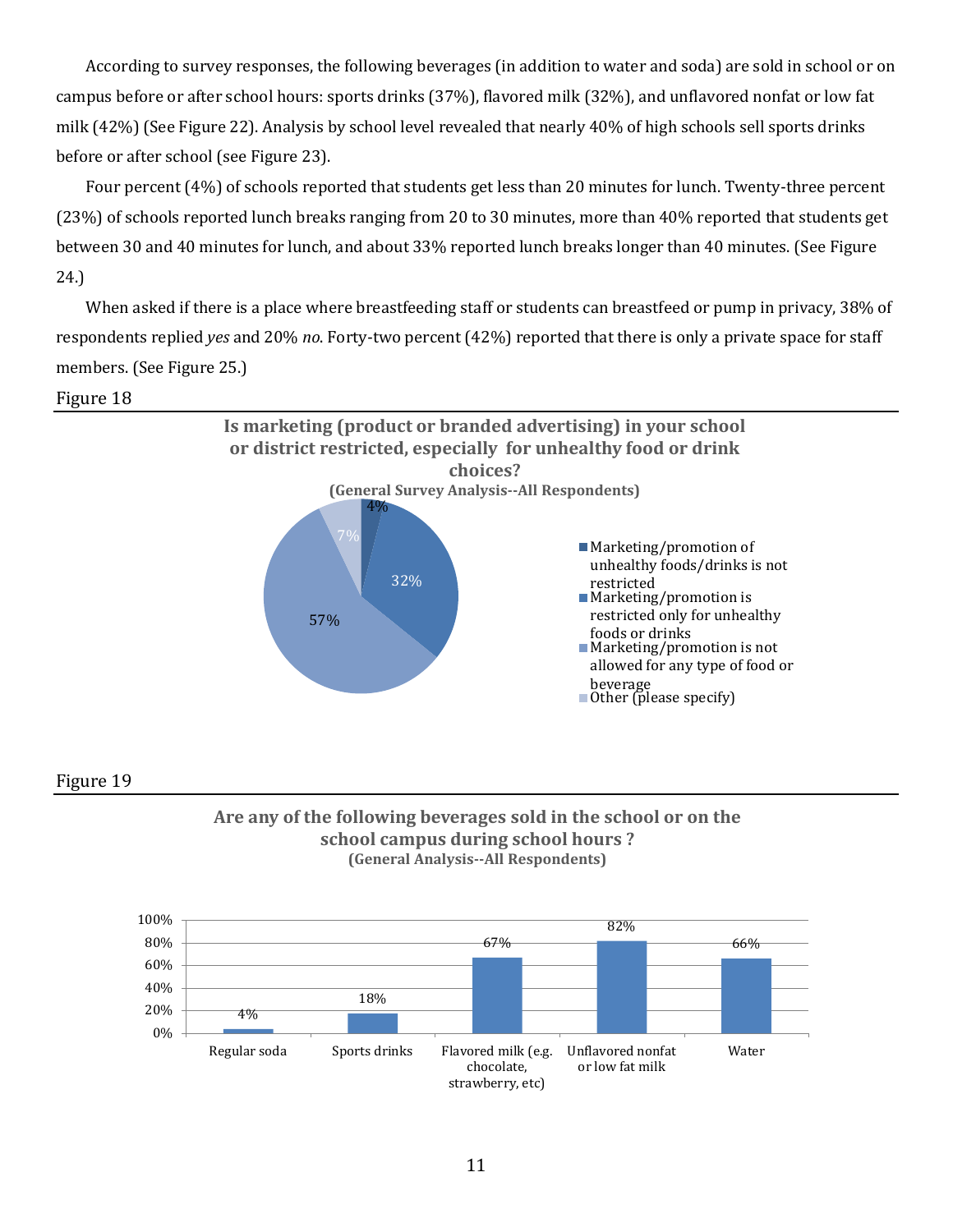According to survey responses, the following beverages (in addition to water and soda) are sold in school or on campus before or after school hours: sports drinks (37%), flavored milk (32%), and unflavored nonfat or low fat milk (42%) (See Figure 22). Analysis by school level revealed that nearly 40% of high schools sell sports drinks before or after school (see Figure 23).

Four percent (4%) of schools reported that students get less than 20 minutes for lunch. Twenty-three percent (23%) of schools reported lunch breaks ranging from 20 to 30 minutes, more than 40% reported that students get between 30 and 40 minutes for lunch, and about 33% reported lunch breaks longer than 40 minutes. (See Figure 24.)

When asked if there is a place where breastfeeding staff or students can breastfeed or pump in privacy, 38% of respondents replied *yes* and 20% *no*. Forty-two percent (42%) reported that there is only a private space for staff members. (See Figure 25.)

Figure 18

**Is marketing (product or branded advertising) in your school or district restricted, especially for unhealthy food or drink choices?**
**(General Survey Analysis--All Respondents)**

| Response | Percent |
|---|---|
| Marketing/promotion of unhealthy foods/drinks is not restricted | 4% |
| Marketing/promotion is restricted only for unhealthy foods or drinks | 32% |
| Marketing/promotion is not allowed for any type of food or beverage | 57% |
| Other (please specify) | 7% |

Figure 19

**Are any of the following beverages sold in the school or on the school campus during school hours ?**
**(General Analysis--All Respondents)**

| Beverage | Percent |
|---|---|
| Regular soda | 4% |
| Sports drinks | 18% |
| Flavored milk (e.g. chocolate, strawberry, etc) | 67% |
| Unflavored nonfat or low fat milk | 82% |
| Water | 66% |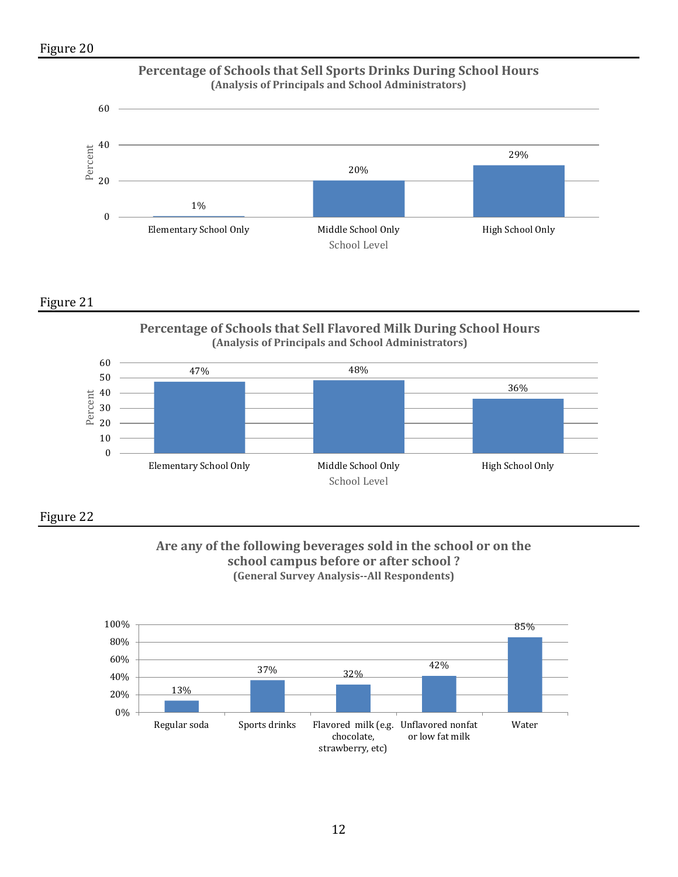Figure 20

**Percentage of Schools that Sell Sports Drinks During School Hours**
**(Analysis of Principals and School Administrators)**

| School Level | Percent |
|---|---|
| Elementary School Only | 1% |
| Middle School Only | 20% |
| High School Only | 29% |

Figure 21

**Percentage of Schools that Sell Flavored Milk During School Hours**
**(Analysis of Principals and School Administrators)**

| School Level | Percent |
|---|---|
| Elementary School Only | 47% |
| Middle School Only | 48% |
| High School Only | 36% |

Figure 22

**Are any of the following beverages sold in the school or on the school campus before or after school ?**
**(General Survey Analysis--All Respondents)**

| Beverage | Percent |
|---|---|
| Regular soda | 13% |
| Sports drinks | 37% |
| Flavored milk (e.g. chocolate, strawberry, etc) | 32% |
| Unflavored nonfat or low fat milk | 42% |
| Water | 85% |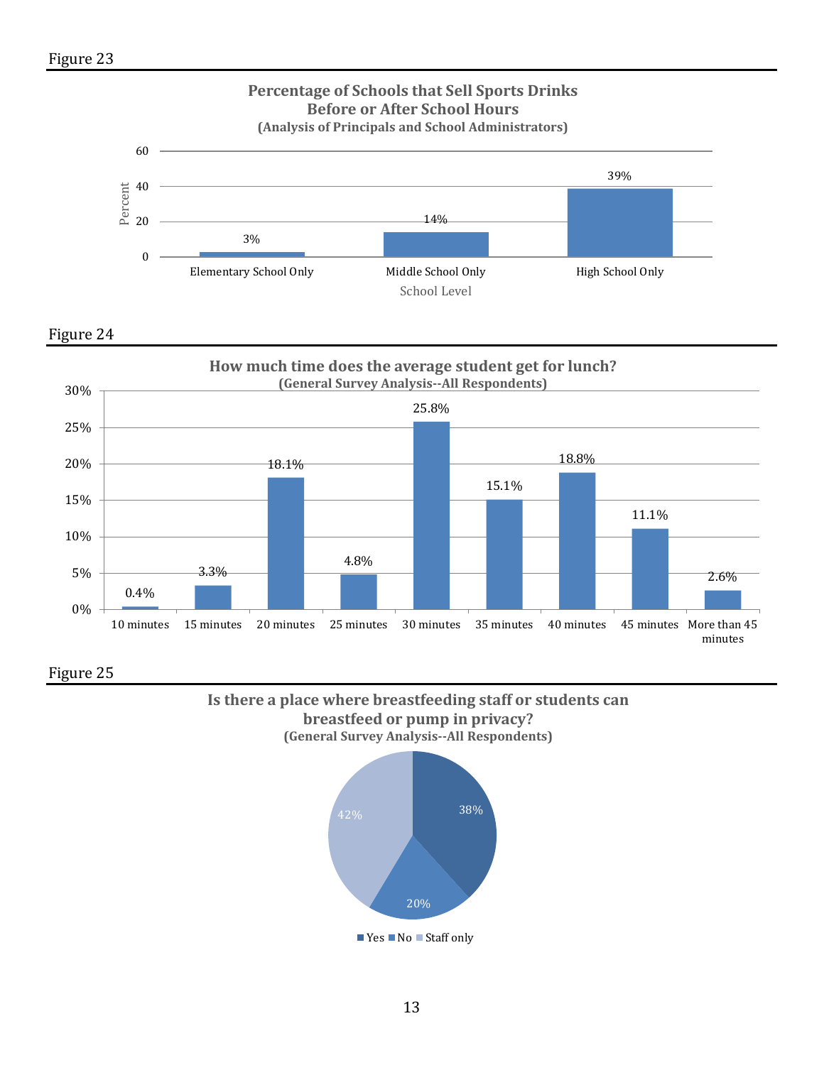Figure 23

**Percentage of Schools that Sell Sports Drinks Before or After School Hours**
**(Analysis of Principals and School Administrators)**

| School Level | Percent |
|---|---|
| Elementary School Only | 3% |
| Middle School Only | 14% |
| High School Only | 39% |

Figure 24

**How much time does the average student get for lunch?**
**(General Survey Analysis--All Respondents)**

| Time | Percent |
|---|---|
| 10 minutes | 0.4% |
| 15 minutes | 3.3% |
| 20 minutes | 18.1% |
| 25 minutes | 4.8% |
| 30 minutes | 25.8% |
| 35 minutes | 15.1% |
| 40 minutes | 18.8% |
| 45 minutes | 11.1% |
| More than 45 minutes | 2.6% |

Figure 25

**Is there a place where breastfeeding staff or students can breastfeed or pump in privacy?**
**(General Survey Analysis--All Respondents)**

| Response | Percent |
|---|---|
| Yes | 38% |
| No | 20% |
| Staff only | 42% |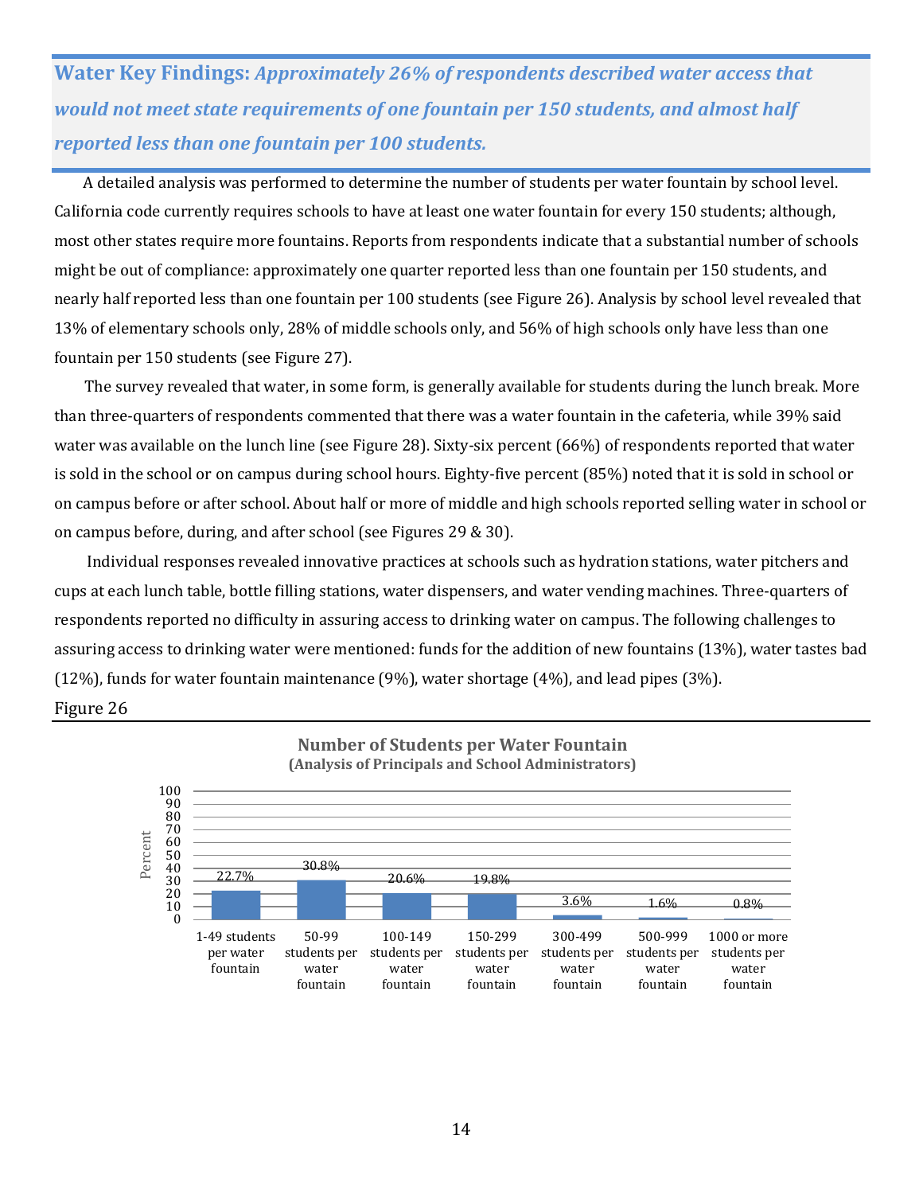**Water Key Findings:** ***Approximately 26% of respondents described water access that would not meet state requirements of one fountain per 150 students, and almost half reported less than one fountain per 100 students.***

A detailed analysis was performed to determine the number of students per water fountain by school level. California code currently requires schools to have at least one water fountain for every 150 students; although, most other states require more fountains. Reports from respondents indicate that a substantial number of schools might be out of compliance: approximately one quarter reported less than one fountain per 150 students, and nearly half reported less than one fountain per 100 students (see Figure 26). Analysis by school level revealed that 13% of elementary schools only, 28% of middle schools only, and 56% of high schools only have less than one fountain per 150 students (see Figure 27).

The survey revealed that water, in some form, is generally available for students during the lunch break. More than three-quarters of respondents commented that there was a water fountain in the cafeteria, while 39% said water was available on the lunch line (see Figure 28). Sixty-six percent (66%) of respondents reported that water is sold in the school or on campus during school hours. Eighty-five percent (85%) noted that it is sold in school or on campus before or after school. About half or more of middle and high schools reported selling water in school or on campus before, during, and after school (see Figures 29 & 30).

Individual responses revealed innovative practices at schools such as hydration stations, water pitchers and cups at each lunch table, bottle filling stations, water dispensers, and water vending machines. Three-quarters of respondents reported no difficulty in assuring access to drinking water on campus. The following challenges to assuring access to drinking water were mentioned: funds for the addition of new fountains (13%), water tastes bad (12%), funds for water fountain maintenance (9%), water shortage (4%), and lead pipes (3%).

Figure 26

**Number of Students per Water Fountain**
**(Analysis of Principals and School Administrators)**

| Students per water fountain | Percent |
|---|---|
| 1-49 students per water fountain | 22.7% |
| 50-99 students per water fountain | 30.8% |
| 100-149 students per water fountain | 20.6% |
| 150-299 students per water fountain | 19.8% |
| 300-499 students per water fountain | 3.6% |
| 500-999 students per water fountain | 1.6% |
| 1000 or more students per water fountain | 0.8% |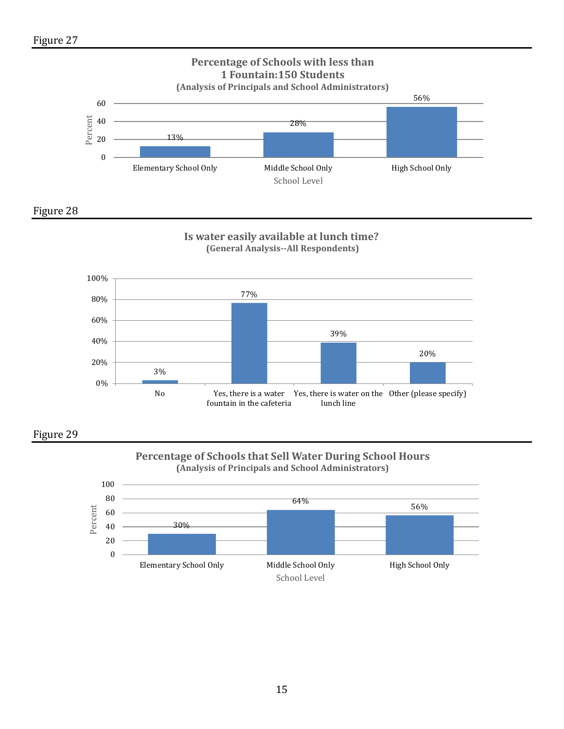Figure 27

**Percentage of Schools with less than 1 Fountain:150 Students**
**(Analysis of Principals and School Administrators)**

| School Level | Percent |
|---|---|
| Elementary School Only | 13% |
| Middle School Only | 28% |
| High School Only | 56% |

Figure 28

**Is water easily available at lunch time?**
**(General Analysis--All Respondents)**

| Response | Percent |
|---|---|
| No | 3% |
| Yes, there is a water fountain in the cafeteria | 77% |
| Yes, there is water on the lunch line | 39% |
| Other (please specify) | 20% |

Figure 29

**Percentage of Schools that Sell Water During School Hours**
**(Analysis of Principals and School Administrators)**

| School Level | Percent |
|---|---|
| Elementary School Only | 30% |
| Middle School Only | 64% |
| High School Only | 56% |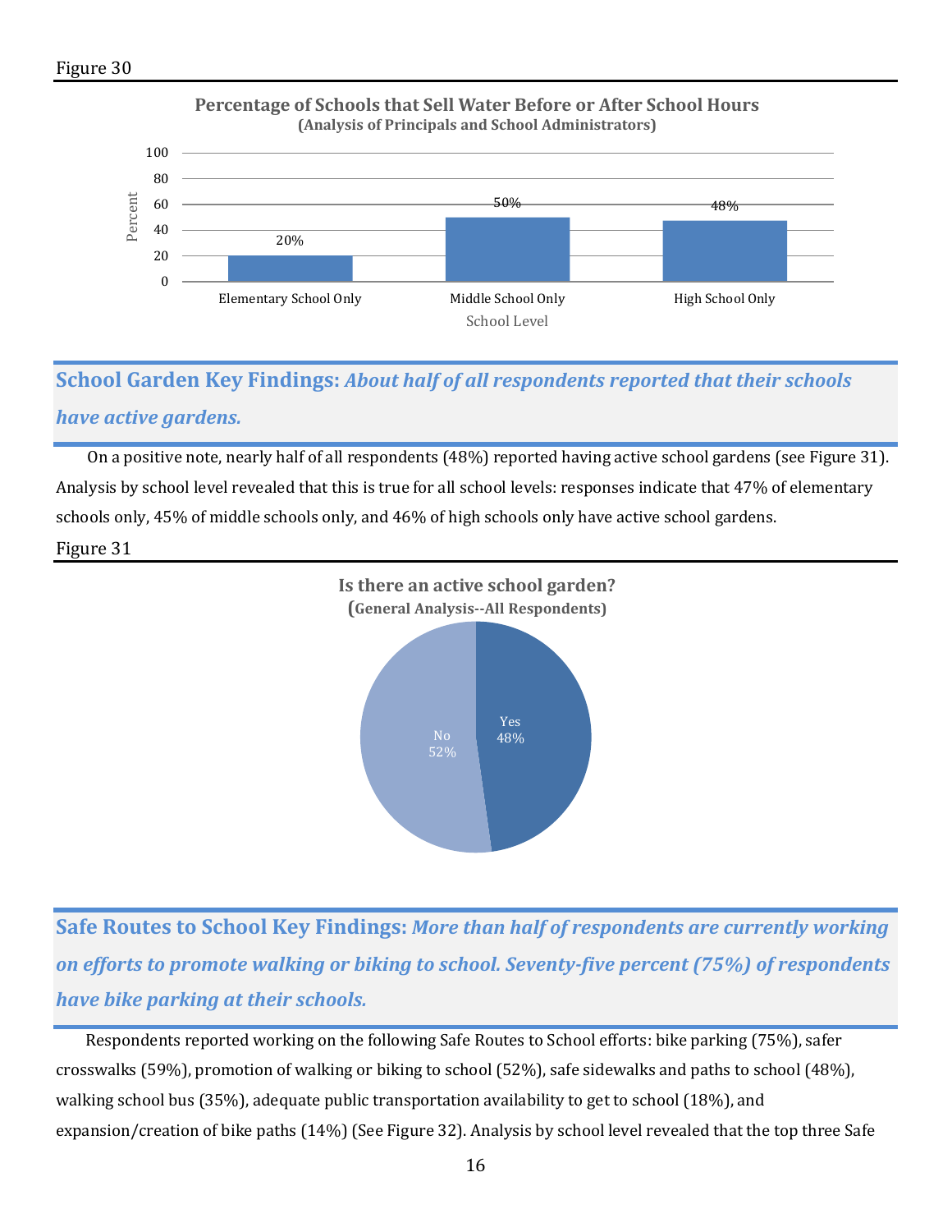Figure 30

**Percentage of Schools that Sell Water Before or After School Hours**
**(Analysis of Principals and School Administrators)**

| School Level | Percent |
|---|---|
| Elementary School Only | 20% |
| Middle School Only | 50% |
| High School Only | 48% |

## School Garden Key Findings: *About half of all respondents reported that their schools have active gardens.*

On a positive note, nearly half of all respondents (48%) reported having active school gardens (see Figure 31). Analysis by school level revealed that this is true for all school levels: responses indicate that 47% of elementary schools only, 45% of middle schools only, and 46% of high schools only have active school gardens.

Figure 31

**Is there an active school garden?**
**(General Analysis--All Respondents)**

| Response | Percent |
|---|---|
| Yes | 48% |
| No | 52% |

## Safe Routes to School Key Findings: *More than half of respondents are currently working on efforts to promote walking or biking to school. Seventy-five percent (75%) of respondents have bike parking at their schools.*

Respondents reported working on the following Safe Routes to School efforts: bike parking (75%), safer crosswalks (59%), promotion of walking or biking to school (52%), safe sidewalks and paths to school (48%), walking school bus (35%), adequate public transportation availability to get to school (18%), and expansion/creation of bike paths (14%) (See Figure 32). Analysis by school level revealed that the top three Safe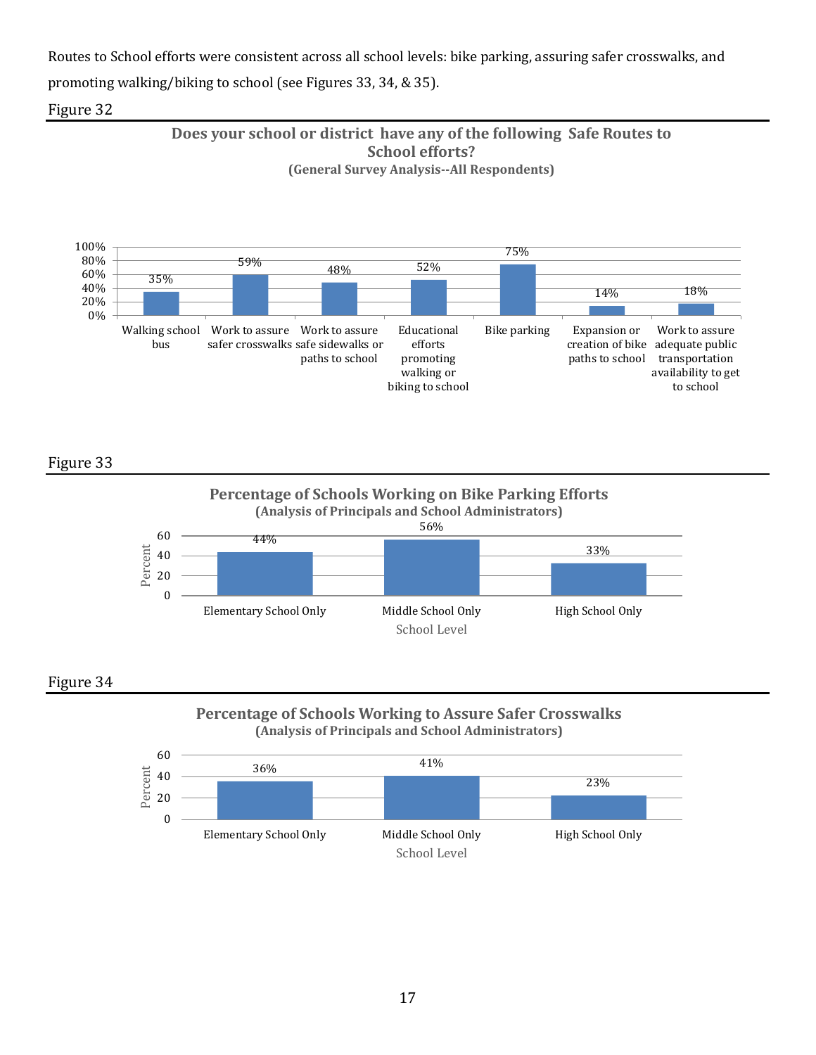Routes to School efforts were consistent across all school levels: bike parking, assuring safer crosswalks, and promoting walking/biking to school (see Figures 33, 34, & 35).

Figure 32

**Does your school or district have any of the following Safe Routes to School efforts?**
**(General Survey Analysis--All Respondents)**

| Effort | Percent |
|---|---|
| Walking school bus | 35% |
| Work to assure safer crosswalks | 59% |
| Work to assure safe sidewalks or paths to school | 48% |
| Educational efforts promoting walking or biking to school | 52% |
| Bike parking | 75% |
| Expansion or creation of bike paths to school | 14% |
| Work to assure adequate public transportation availability to get to school | 18% |

Figure 33

**Percentage of Schools Working on Bike Parking Efforts**
**(Analysis of Principals and School Administrators)**

| School Level | Percent |
|---|---|
| Elementary School Only | 44% |
| Middle School Only | 56% |
| High School Only | 33% |

Figure 34

**Percentage of Schools Working to Assure Safer Crosswalks**
**(Analysis of Principals and School Administrators)**

| School Level | Percent |
|---|---|
| Elementary School Only | 36% |
| Middle School Only | 41% |
| High School Only | 23% |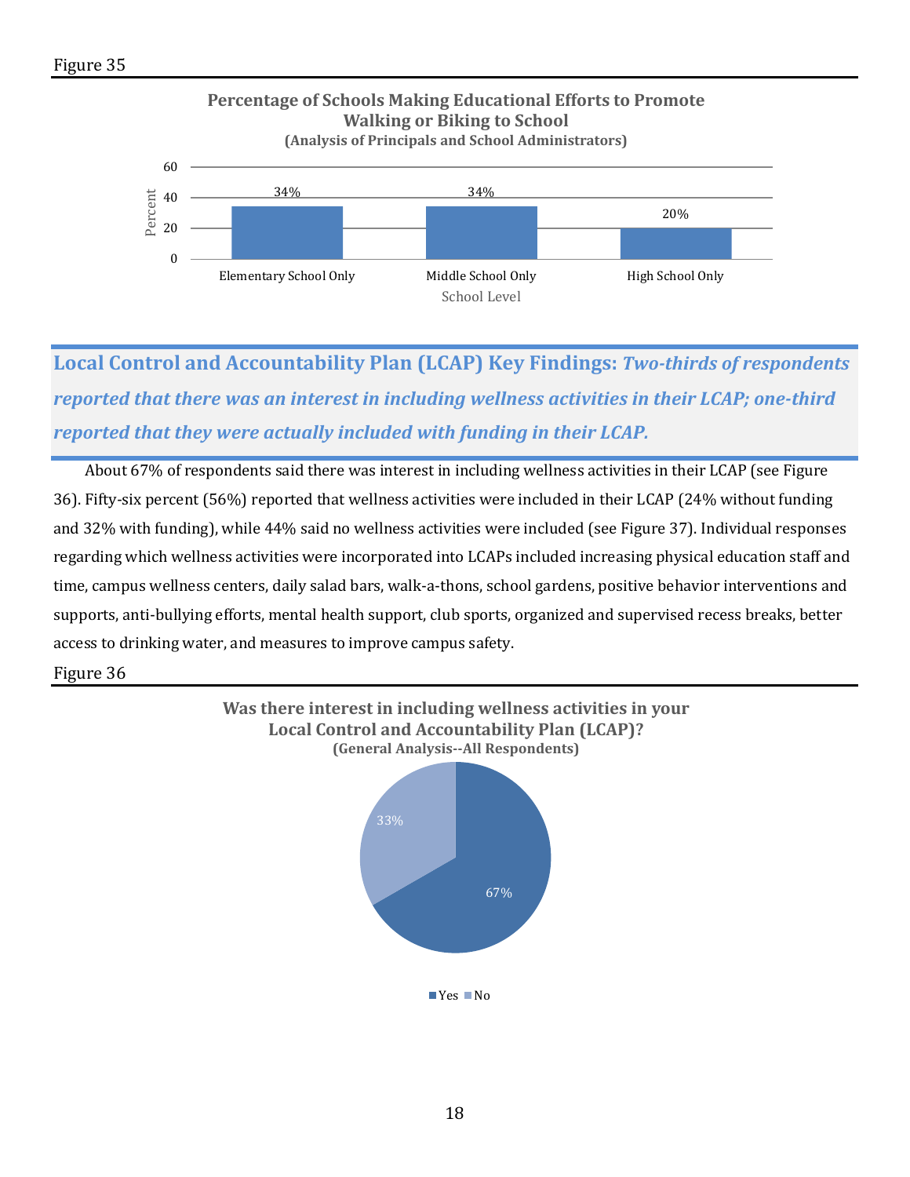Figure 35

**Percentage of Schools Making Educational Efforts to Promote Walking or Biking to School**
**(Analysis of Principals and School Administrators)**

| School Level | Percent |
|---|---|
| Elementary School Only | 34% |
| Middle School Only | 34% |
| High School Only | 20% |

**Local Control and Accountability Plan (LCAP) Key Findings:** ***Two-thirds of respondents reported that there was an interest in including wellness activities in their LCAP; one-third reported that they were actually included with funding in their LCAP.***

About 67% of respondents said there was interest in including wellness activities in their LCAP (see Figure 36). Fifty-six percent (56%) reported that wellness activities were included in their LCAP (24% without funding and 32% with funding), while 44% said no wellness activities were included (see Figure 37). Individual responses regarding which wellness activities were incorporated into LCAPs included increasing physical education staff and time, campus wellness centers, daily salad bars, walk-a-thons, school gardens, positive behavior interventions and supports, anti-bullying efforts, mental health support, club sports, organized and supervised recess breaks, better access to drinking water, and measures to improve campus safety.

Figure 36

**Was there interest in including wellness activities in your Local Control and Accountability Plan (LCAP)?**
**(General Analysis--All Respondents)**

| Response | Percent |
|---|---|
| Yes | 67% |
| No | 33% |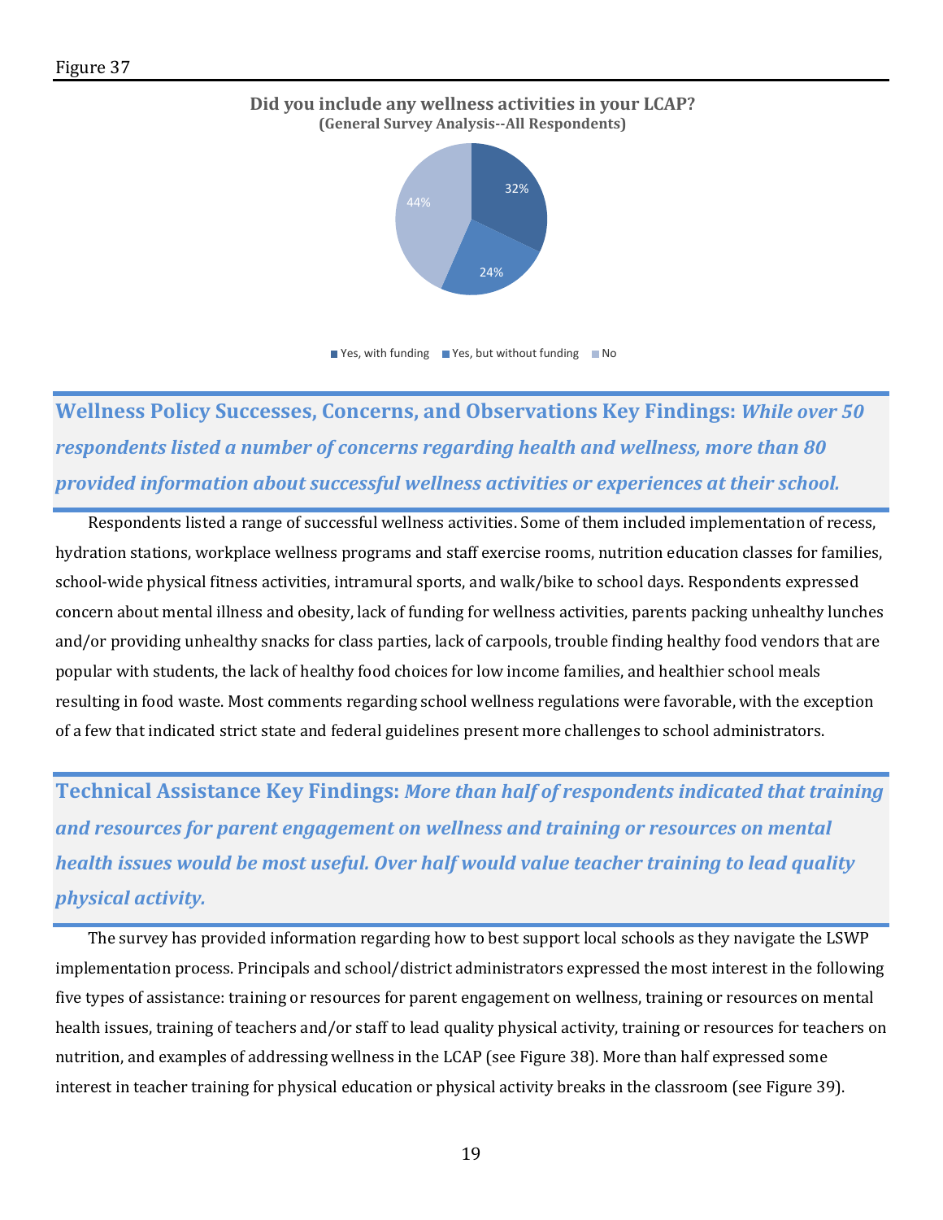Figure 37

**Did you include any wellness activities in your LCAP?**
**(General Survey Analysis--All Respondents)**

| Response | Percent |
|---|---|
| Yes, with funding | 32% |
| Yes, but without funding | 24% |
| No | 44% |

**Wellness Policy Successes, Concerns, and Observations Key Findings:** ***While over 50 respondents listed a number of concerns regarding health and wellness, more than 80 provided information about successful wellness activities or experiences at their school.***

Respondents listed a range of successful wellness activities. Some of them included implementation of recess, hydration stations, workplace wellness programs and staff exercise rooms, nutrition education classes for families, school-wide physical fitness activities, intramural sports, and walk/bike to school days. Respondents expressed concern about mental illness and obesity, lack of funding for wellness activities, parents packing unhealthy lunches and/or providing unhealthy snacks for class parties, lack of carpools, trouble finding healthy food vendors that are popular with students, the lack of healthy food choices for low income families, and healthier school meals resulting in food waste. Most comments regarding school wellness regulations were favorable, with the exception of a few that indicated strict state and federal guidelines present more challenges to school administrators.

**Technical Assistance Key Findings:** ***More than half of respondents indicated that training and resources for parent engagement on wellness and training or resources on mental health issues would be most useful. Over half would value teacher training to lead quality physical activity.***

The survey has provided information regarding how to best support local schools as they navigate the LSWP implementation process. Principals and school/district administrators expressed the most interest in the following five types of assistance: training or resources for parent engagement on wellness, training or resources on mental health issues, training of teachers and/or staff to lead quality physical activity, training or resources for teachers on nutrition, and examples of addressing wellness in the LCAP (see Figure 38). More than half expressed some interest in teacher training for physical education or physical activity breaks in the classroom (see Figure 39).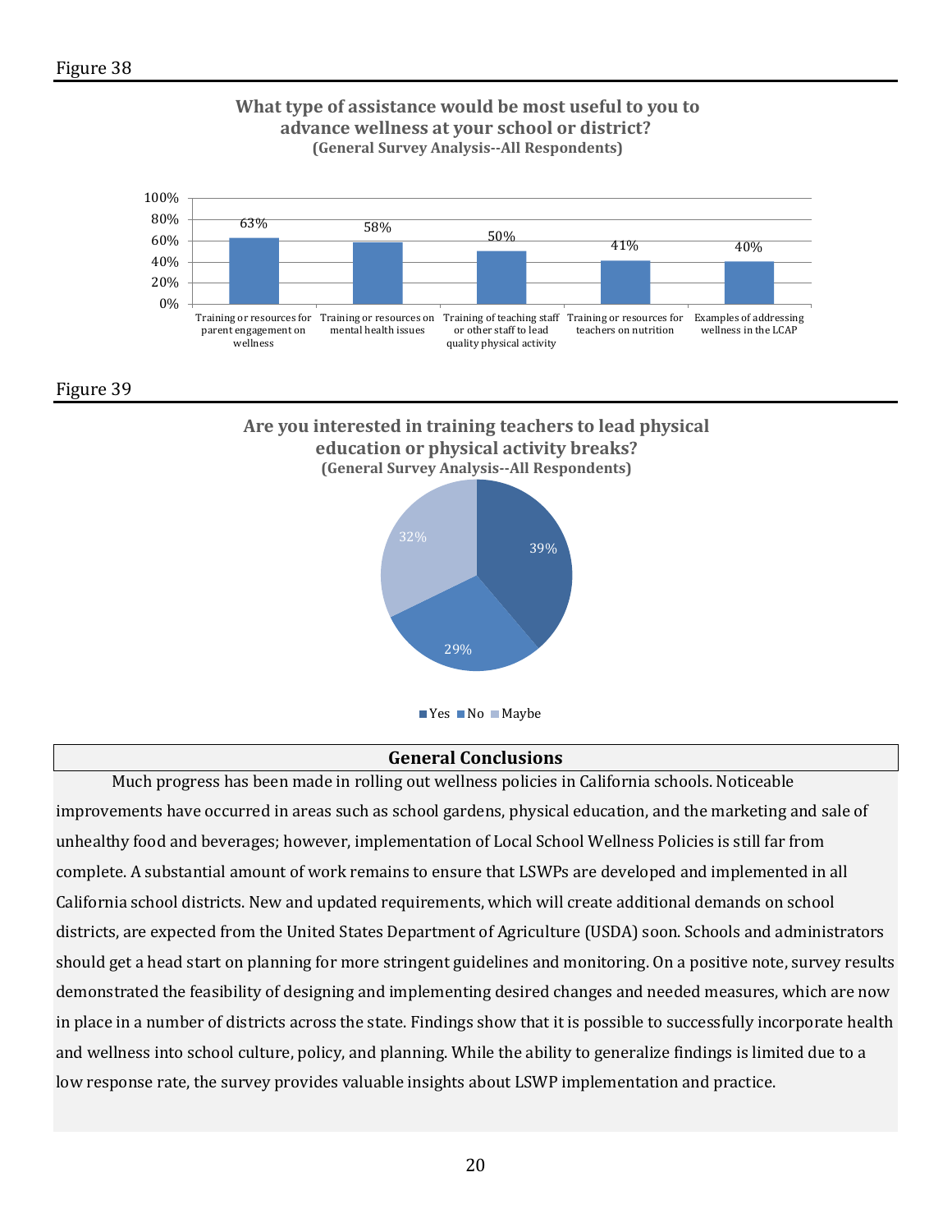Figure 38

**What type of assistance would be most useful to you to advance wellness at your school or district?**
**(General Survey Analysis--All Respondents)**

| Type of assistance | Percent |
|---|---|
| Training or resources for parent engagement on wellness | 63% |
| Training or resources on mental health issues | 58% |
| Training of teaching staff or other staff to lead quality physical activity | 50% |
| Training or resources for teachers on nutrition | 41% |
| Examples of addressing wellness in the LCAP | 40% |

Figure 39

**Are you interested in training teachers to lead physical education or physical activity breaks?**
**(General Survey Analysis--All Respondents)**

| Response | Percent |
|---|---|
| Yes | 39% |
| No | 29% |
| Maybe | 32% |

## General Conclusions

Much progress has been made in rolling out wellness policies in California schools. Noticeable improvements have occurred in areas such as school gardens, physical education, and the marketing and sale of unhealthy food and beverages; however, implementation of Local School Wellness Policies is still far from complete. A substantial amount of work remains to ensure that LSWPs are developed and implemented in all California school districts. New and updated requirements, which will create additional demands on school districts, are expected from the United States Department of Agriculture (USDA) soon. Schools and administrators should get a head start on planning for more stringent guidelines and monitoring. On a positive note, survey results demonstrated the feasibility of designing and implementing desired changes and needed measures, which are now in place in a number of districts across the state. Findings show that it is possible to successfully incorporate health and wellness into school culture, policy, and planning. While the ability to generalize findings is limited due to a low response rate, the survey provides valuable insights about LSWP implementation and practice.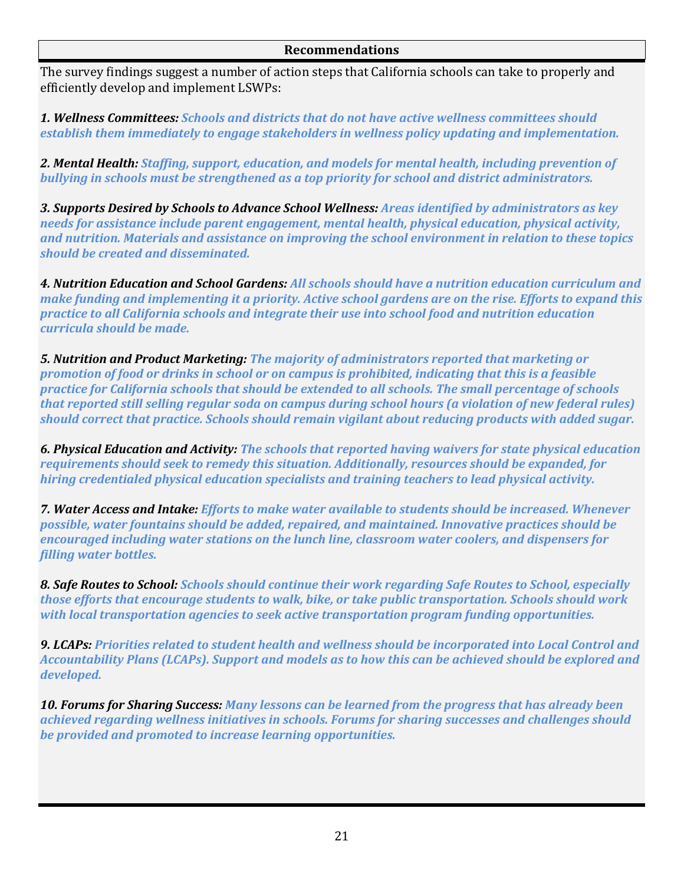## Recommendations

The survey findings suggest a number of action steps that California schools can take to properly and efficiently develop and implement LSWPs:

***1. Wellness Committees:*** *Schools and districts that do not have active wellness committees should establish them immediately to engage stakeholders in wellness policy updating and implementation.*

***2. Mental Health:*** *Staffing, support, education, and models for mental health, including prevention of bullying in schools must be strengthened as a top priority for school and district administrators.*

***3. Supports Desired by Schools to Advance School Wellness:*** *Areas identified by administrators as key needs for assistance include parent engagement, mental health, physical education, physical activity, and nutrition. Materials and assistance on improving the school environment in relation to these topics should be created and disseminated.*

***4. Nutrition Education and School Gardens:*** *All schools should have a nutrition education curriculum and make funding and implementing it a priority. Active school gardens are on the rise. Efforts to expand this practice to all California schools and integrate their use into school food and nutrition education curricula should be made.*

***5. Nutrition and Product Marketing:*** *The majority of administrators reported that marketing or promotion of food or drinks in school or on campus is prohibited, indicating that this is a feasible practice for California schools that should be extended to all schools. The small percentage of schools that reported still selling regular soda on campus during school hours (a violation of new federal rules) should correct that practice. Schools should remain vigilant about reducing products with added sugar.*

***6. Physical Education and Activity:*** *The schools that reported having waivers for state physical education requirements should seek to remedy this situation. Additionally, resources should be expanded, for hiring credentialed physical education specialists and training teachers to lead physical activity.*

***7. Water Access and Intake:*** *Efforts to make water available to students should be increased. Whenever possible, water fountains should be added, repaired, and maintained. Innovative practices should be encouraged including water stations on the lunch line, classroom water coolers, and dispensers for filling water bottles.*

***8. Safe Routes to School:*** *Schools should continue their work regarding Safe Routes to School, especially those efforts that encourage students to walk, bike, or take public transportation. Schools should work with local transportation agencies to seek active transportation program funding opportunities.*

***9. LCAPs:*** *Priorities related to student health and wellness should be incorporated into Local Control and Accountability Plans (LCAPs). Support and models as to how this can be achieved should be explored and developed.*

***10. Forums for Sharing Success:*** *Many lessons can be learned from the progress that has already been achieved regarding wellness initiatives in schools. Forums for sharing successes and challenges should be provided and promoted to increase learning opportunities.*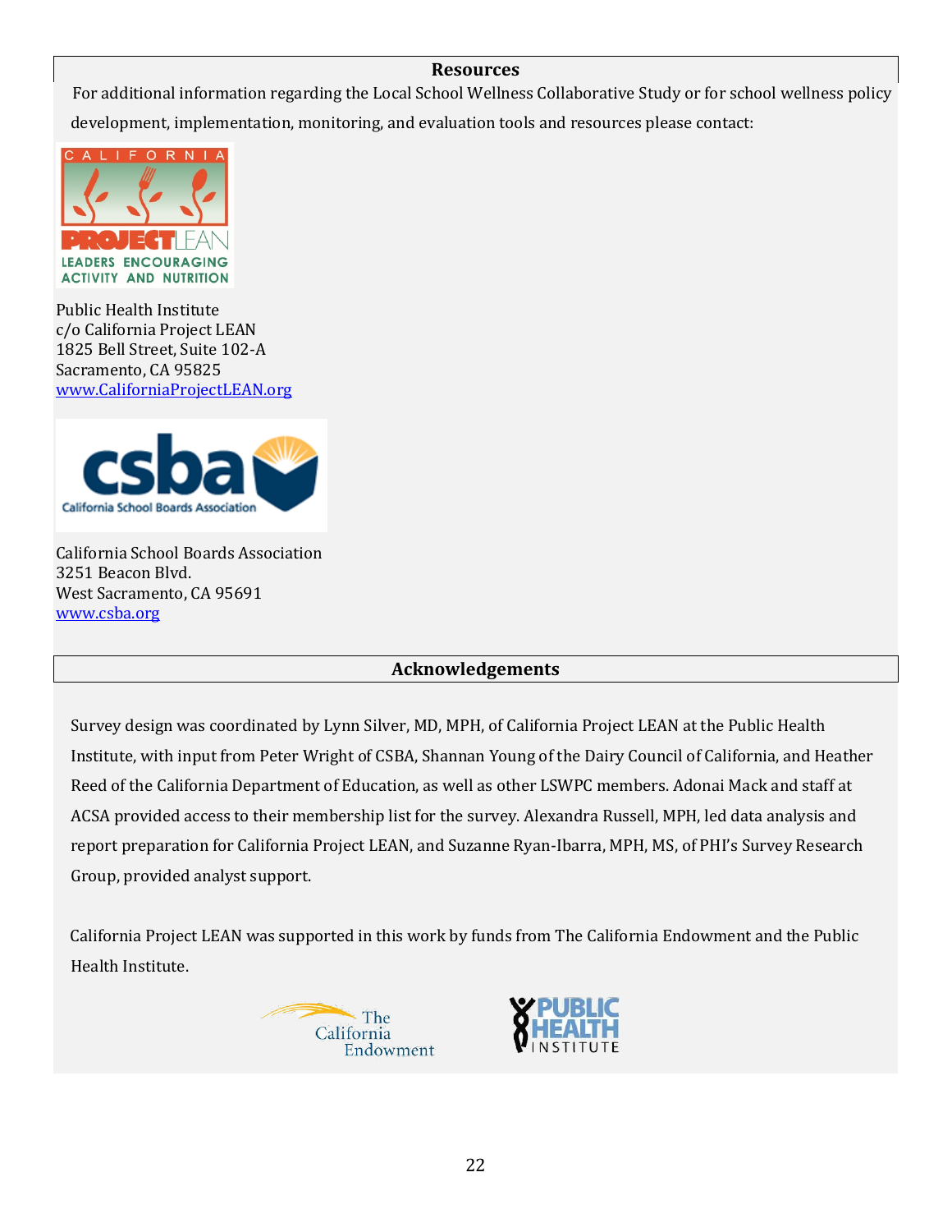## Resources

For additional information regarding the Local School Wellness Collaborative Study or for school wellness policy development, implementation, monitoring, and evaluation tools and resources please contact:

Public Health Institute
c/o California Project LEAN
1825 Bell Street, Suite 102-A
Sacramento, CA 95825
www.CaliforniaProjectLEAN.org

California School Boards Association
3251 Beacon Blvd.
West Sacramento, CA 95691
www.csba.org

## Acknowledgements

Survey design was coordinated by Lynn Silver, MD, MPH, of California Project LEAN at the Public Health Institute, with input from Peter Wright of CSBA, Shannan Young of the Dairy Council of California, and Heather Reed of the California Department of Education, as well as other LSWPC members. Adonai Mack and staff at ACSA provided access to their membership list for the survey. Alexandra Russell, MPH, led data analysis and report preparation for California Project LEAN, and Suzanne Ryan-Ibarra, MPH, MS, of PHI's Survey Research Group, provided analyst support.

California Project LEAN was supported in this work by funds from The California Endowment and the Public Health Institute.